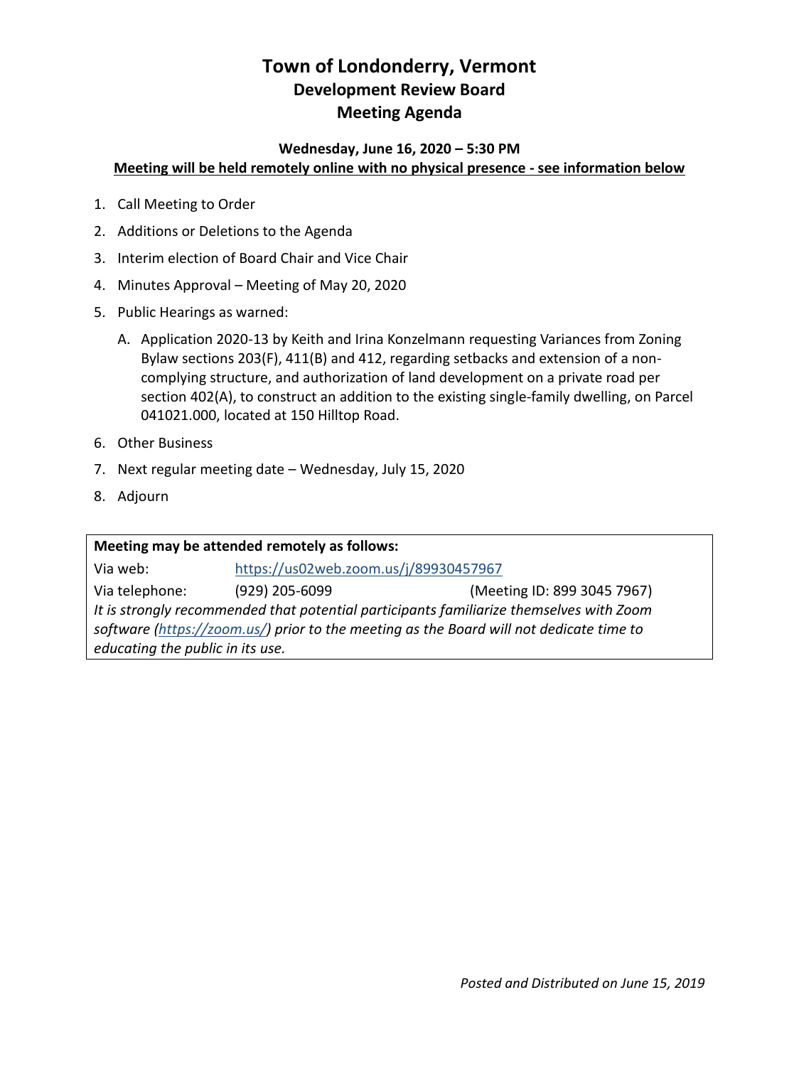# Town of Londonderry, Vermont

## Development Review Board

## Meeting Agenda

**Wednesday, June 16, 2020 – 5:30 PM**

**Meeting will be held remotely online with no physical presence - see information below**

1. Call Meeting to Order
2. Additions or Deletions to the Agenda
3. Interim election of Board Chair and Vice Chair
4. Minutes Approval – Meeting of May 20, 2020
5. Public Hearings as warned:
   A. Application 2020-13 by Keith and Irina Konzelmann requesting Variances from Zoning Bylaw sections 203(F), 411(B) and 412, regarding setbacks and extension of a non-complying structure, and authorization of land development on a private road per section 402(A), to construct an addition to the existing single-family dwelling, on Parcel 041021.000, located at 150 Hilltop Road.
6. Other Business
7. Next regular meeting date – Wednesday, July 15, 2020
8. Adjourn

**Meeting may be attended remotely as follows:**

Via web: https://us02web.zoom.us/j/89930457967

Via telephone: (929) 205-6099 (Meeting ID: 899 3045 7967)

*It is strongly recommended that potential participants familiarize themselves with Zoom software (https://zoom.us/) prior to the meeting as the Board will not dedicate time to educating the public in its use.*

*Posted and Distributed on June 15, 2019*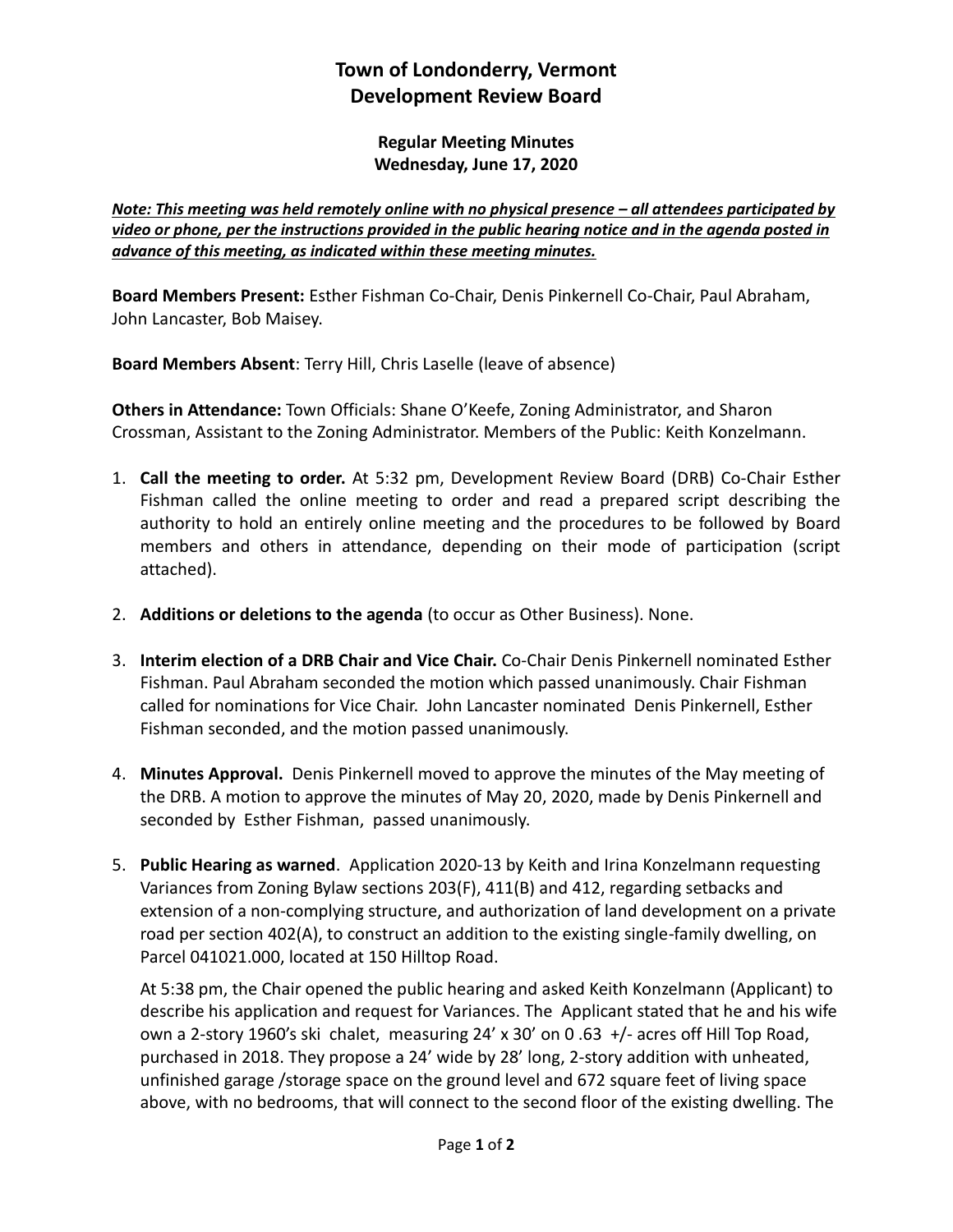# Town of Londonderry, Vermont
# Development Review Board

**Regular Meeting Minutes**
**Wednesday, June 17, 2020**

***Note: This meeting was held remotely online with no physical presence – all attendees participated by video or phone, per the instructions provided in the public hearing notice and in the agenda posted in advance of this meeting, as indicated within these meeting minutes.***

**Board Members Present:** Esther Fishman Co-Chair, Denis Pinkernell Co-Chair, Paul Abraham, John Lancaster, Bob Maisey.

**Board Members Absent**: Terry Hill, Chris Laselle (leave of absence)

**Others in Attendance:** Town Officials: Shane O'Keefe, Zoning Administrator, and Sharon Crossman, Assistant to the Zoning Administrator. Members of the Public: Keith Konzelmann.

1. **Call the meeting to order.** At 5:32 pm, Development Review Board (DRB) Co-Chair Esther Fishman called the online meeting to order and read a prepared script describing the authority to hold an entirely online meeting and the procedures to be followed by Board members and others in attendance, depending on their mode of participation (script attached).

2. **Additions or deletions to the agenda** (to occur as Other Business). None.

3. **Interim election of a DRB Chair and Vice Chair.** Co-Chair Denis Pinkernell nominated Esther Fishman. Paul Abraham seconded the motion which passed unanimously. Chair Fishman called for nominations for Vice Chair. John Lancaster nominated Denis Pinkernell, Esther Fishman seconded, and the motion passed unanimously.

4. **Minutes Approval.** Denis Pinkernell moved to approve the minutes of the May meeting of the DRB. A motion to approve the minutes of May 20, 2020, made by Denis Pinkernell and seconded by Esther Fishman, passed unanimously.

5. **Public Hearing as warned**. Application 2020-13 by Keith and Irina Konzelmann requesting Variances from Zoning Bylaw sections 203(F), 411(B) and 412, regarding setbacks and extension of a non-complying structure, and authorization of land development on a private road per section 402(A), to construct an addition to the existing single-family dwelling, on Parcel 041021.000, located at 150 Hilltop Road.

   At 5:38 pm, the Chair opened the public hearing and asked Keith Konzelmann (Applicant) to describe his application and request for Variances. The Applicant stated that he and his wife own a 2-story 1960's ski chalet, measuring 24' x 30' on 0 .63 +/- acres off Hill Top Road, purchased in 2018. They propose a 24' wide by 28' long, 2-story addition with unheated, unfinished garage /storage space on the ground level and 672 square feet of living space above, with no bedrooms, that will connect to the second floor of the existing dwelling. The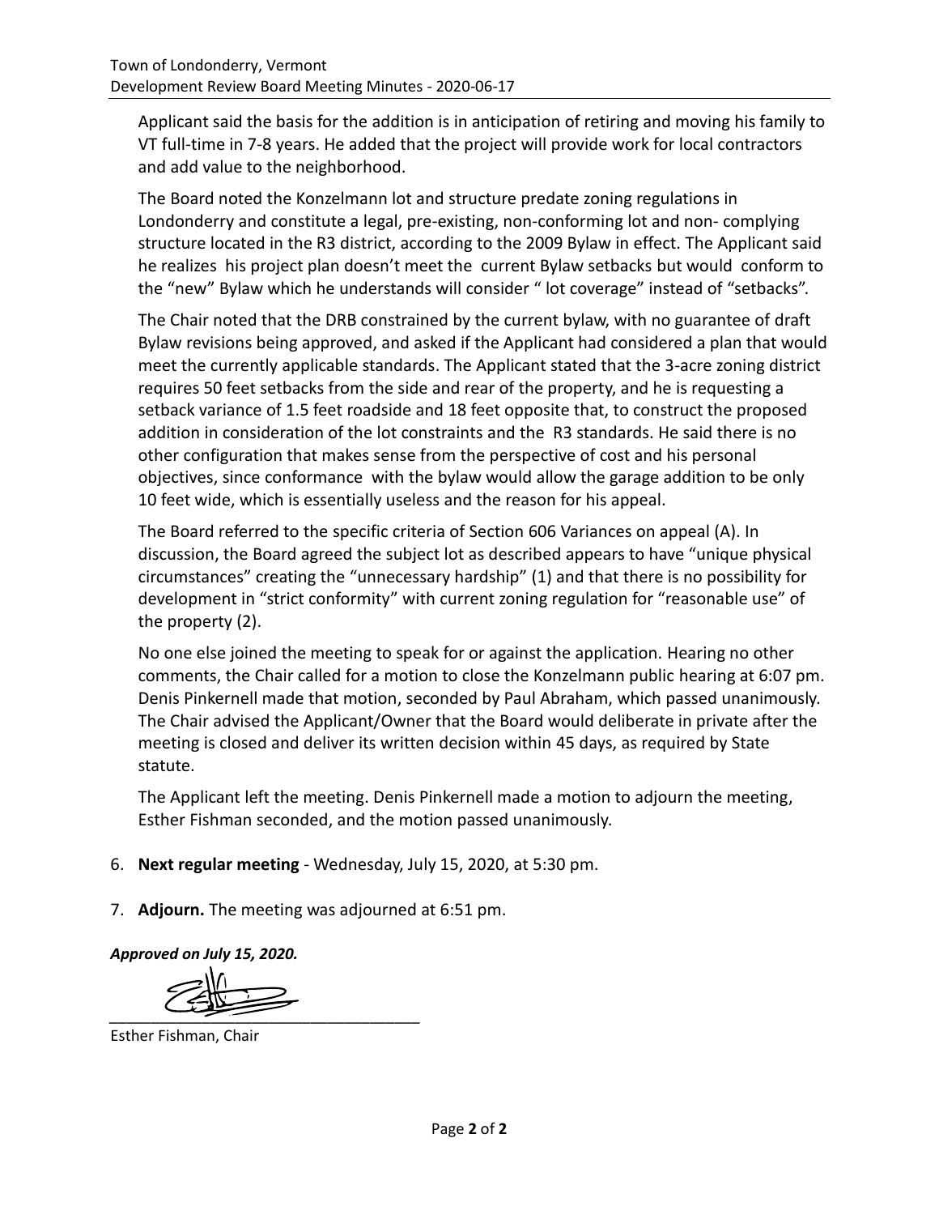Applicant said the basis for the addition is in anticipation of retiring and moving his family to VT full-time in 7-8 years. He added that the project will provide work for local contractors and add value to the neighborhood.

The Board noted the Konzelmann lot and structure predate zoning regulations in Londonderry and constitute a legal, pre-existing, non-conforming lot and non- complying structure located in the R3 district, according to the 2009 Bylaw in effect. The Applicant said he realizes his project plan doesn't meet the current Bylaw setbacks but would conform to the "new" Bylaw which he understands will consider " lot coverage" instead of "setbacks".

The Chair noted that the DRB constrained by the current bylaw, with no guarantee of draft Bylaw revisions being approved, and asked if the Applicant had considered a plan that would meet the currently applicable standards. The Applicant stated that the 3-acre zoning district requires 50 feet setbacks from the side and rear of the property, and he is requesting a setback variance of 1.5 feet roadside and 18 feet opposite that, to construct the proposed addition in consideration of the lot constraints and the R3 standards. He said there is no other configuration that makes sense from the perspective of cost and his personal objectives, since conformance with the bylaw would allow the garage addition to be only 10 feet wide, which is essentially useless and the reason for his appeal.

The Board referred to the specific criteria of Section 606 Variances on appeal (A). In discussion, the Board agreed the subject lot as described appears to have "unique physical circumstances" creating the "unnecessary hardship" (1) and that there is no possibility for development in "strict conformity" with current zoning regulation for "reasonable use" of the property (2).

No one else joined the meeting to speak for or against the application. Hearing no other comments, the Chair called for a motion to close the Konzelmann public hearing at 6:07 pm. Denis Pinkernell made that motion, seconded by Paul Abraham, which passed unanimously. The Chair advised the Applicant/Owner that the Board would deliberate in private after the meeting is closed and deliver its written decision within 45 days, as required by State statute.

The Applicant left the meeting. Denis Pinkernell made a motion to adjourn the meeting, Esther Fishman seconded, and the motion passed unanimously.

6. **Next regular meeting** - Wednesday, July 15, 2020, at 5:30 pm.

7. **Adjourn.** The meeting was adjourned at 6:51 pm.

***Approved on July 15, 2020.***

_______________________________________

Esther Fishman, Chair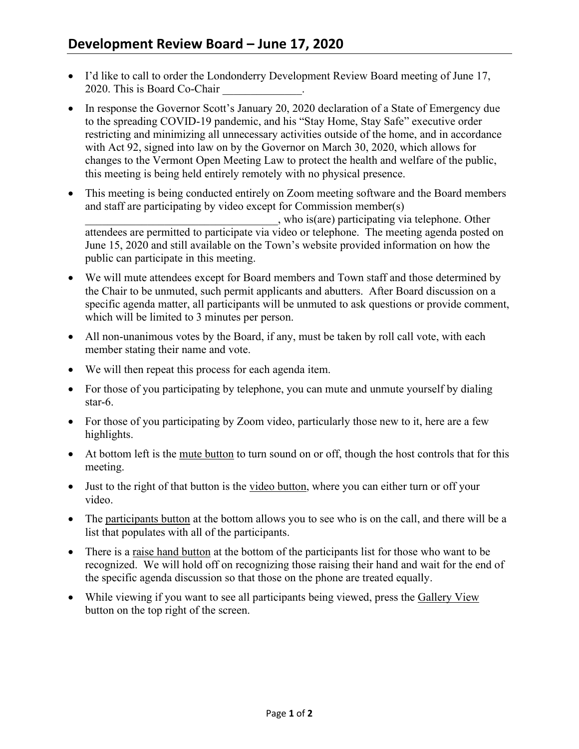## Development Review Board – June 17, 2020

- I'd like to call to order the Londonderry Development Review Board meeting of June 17, 2020. This is Board Co-Chair ______________.
- In response the Governor Scott's January 20, 2020 declaration of a State of Emergency due to the spreading COVID-19 pandemic, and his "Stay Home, Stay Safe" executive order restricting and minimizing all unnecessary activities outside of the home, and in accordance with Act 92, signed into law on by the Governor on March 30, 2020, which allows for changes to the Vermont Open Meeting Law to protect the health and welfare of the public, this meeting is being held entirely remotely with no physical presence.
- This meeting is being conducted entirely on Zoom meeting software and the Board members and staff are participating by video except for Commission member(s) __________________________________, who is(are) participating via telephone. Other attendees are permitted to participate via video or telephone. The meeting agenda posted on June 15, 2020 and still available on the Town's website provided information on how the public can participate in this meeting.
- We will mute attendees except for Board members and Town staff and those determined by the Chair to be unmuted, such permit applicants and abutters. After Board discussion on a specific agenda matter, all participants will be unmuted to ask questions or provide comment, which will be limited to 3 minutes per person.
- All non-unanimous votes by the Board, if any, must be taken by roll call vote, with each member stating their name and vote.
- We will then repeat this process for each agenda item.
- For those of you participating by telephone, you can mute and unmute yourself by dialing star-6.
- For those of you participating by Zoom video, particularly those new to it, here are a few highlights.
- At bottom left is the <u>mute button</u> to turn sound on or off, though the host controls that for this meeting.
- Just to the right of that button is the <u>video button</u>, where you can either turn or off your video.
- The <u>participants button</u> at the bottom allows you to see who is on the call, and there will be a list that populates with all of the participants.
- There is a <u>raise hand button</u> at the bottom of the participants list for those who want to be recognized. We will hold off on recognizing those raising their hand and wait for the end of the specific agenda discussion so that those on the phone are treated equally.
- While viewing if you want to see all participants being viewed, press the <u>Gallery View</u> button on the top right of the screen.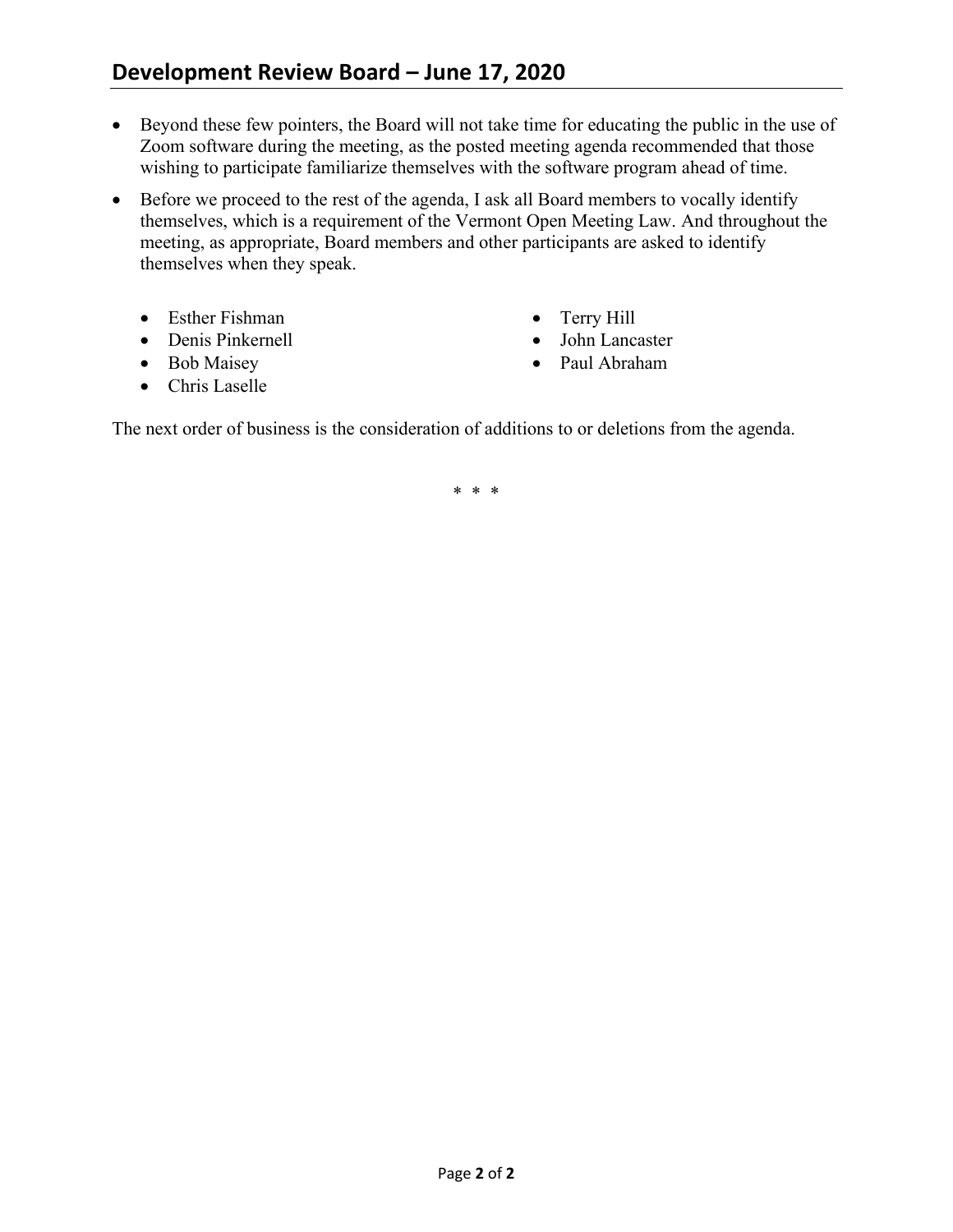- Beyond these few pointers, the Board will not take time for educating the public in the use of Zoom software during the meeting, as the posted meeting agenda recommended that those wishing to participate familiarize themselves with the software program ahead of time.
- Before we proceed to the rest of the agenda, I ask all Board members to vocally identify themselves, which is a requirement of the Vermont Open Meeting Law. And throughout the meeting, as appropriate, Board members and other participants are asked to identify themselves when they speak.

  - Esther Fishman
  - Denis Pinkernell
  - Bob Maisey
  - Chris Laselle
  - Terry Hill
  - John Lancaster
  - Paul Abraham

The next order of business is the consideration of additions to or deletions from the agenda.

\* \* \*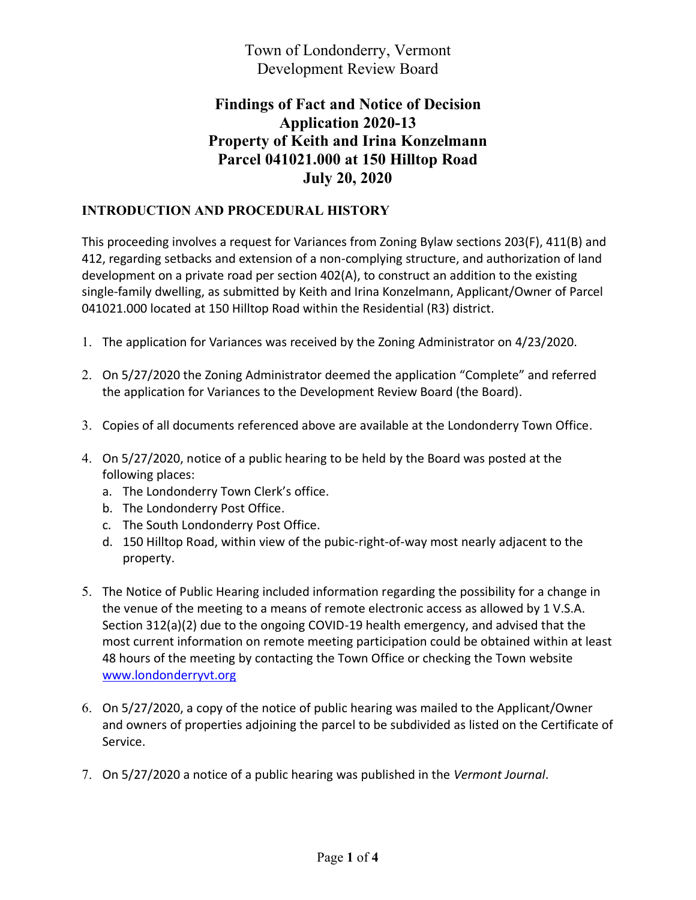Town of Londonderry, Vermont
Development Review Board

# Findings of Fact and Notice of Decision
# Application 2020-13
# Property of Keith and Irina Konzelmann
# Parcel 041021.000 at 150 Hilltop Road
# July 20, 2020

## INTRODUCTION AND PROCEDURAL HISTORY

This proceeding involves a request for Variances from Zoning Bylaw sections 203(F), 411(B) and 412, regarding setbacks and extension of a non-complying structure, and authorization of land development on a private road per section 402(A), to construct an addition to the existing single-family dwelling, as submitted by Keith and Irina Konzelmann, Applicant/Owner of Parcel 041021.000 located at 150 Hilltop Road within the Residential (R3) district.

1. The application for Variances was received by the Zoning Administrator on 4/23/2020.
2. On 5/27/2020 the Zoning Administrator deemed the application "Complete" and referred the application for Variances to the Development Review Board (the Board).
3. Copies of all documents referenced above are available at the Londonderry Town Office.
4. On 5/27/2020, notice of a public hearing to be held by the Board was posted at the following places:
   a. The Londonderry Town Clerk's office.
   b. The Londonderry Post Office.
   c. The South Londonderry Post Office.
   d. 150 Hilltop Road, within view of the pubic-right-of-way most nearly adjacent to the property.
5. The Notice of Public Hearing included information regarding the possibility for a change in the venue of the meeting to a means of remote electronic access as allowed by 1 V.S.A. Section 312(a)(2) due to the ongoing COVID-19 health emergency, and advised that the most current information on remote meeting participation could be obtained within at least 48 hours of the meeting by contacting the Town Office or checking the Town website www.londonderryvt.org
6. On 5/27/2020, a copy of the notice of public hearing was mailed to the Applicant/Owner and owners of properties adjoining the parcel to be subdivided as listed on the Certificate of Service.
7. On 5/27/2020 a notice of a public hearing was published in the *Vermont Journal*.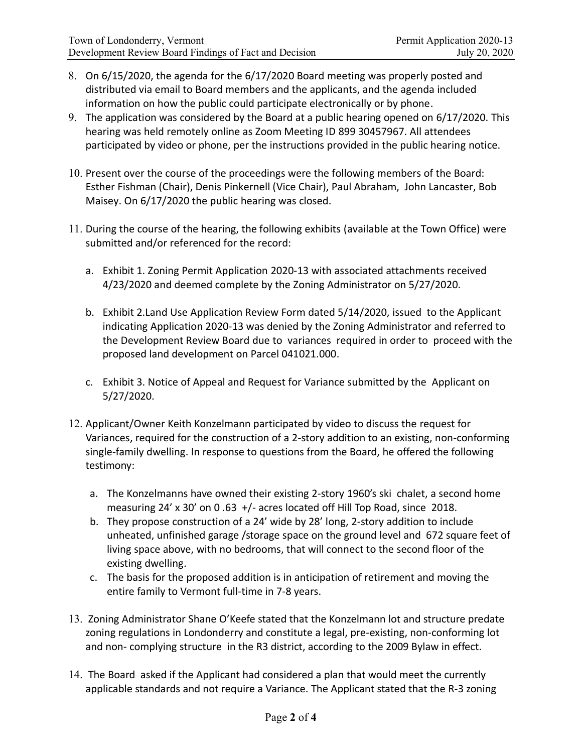8. On 6/15/2020, the agenda for the 6/17/2020 Board meeting was properly posted and distributed via email to Board members and the applicants, and the agenda included information on how the public could participate electronically or by phone.
9. The application was considered by the Board at a public hearing opened on 6/17/2020. This hearing was held remotely online as Zoom Meeting ID 899 30457967. All attendees participated by video or phone, per the instructions provided in the public hearing notice.
10. Present over the course of the proceedings were the following members of the Board: Esther Fishman (Chair), Denis Pinkernell (Vice Chair), Paul Abraham, John Lancaster, Bob Maisey. On 6/17/2020 the public hearing was closed.
11. During the course of the hearing, the following exhibits (available at the Town Office) were submitted and/or referenced for the record:
    a. Exhibit 1. Zoning Permit Application 2020-13 with associated attachments received 4/23/2020 and deemed complete by the Zoning Administrator on 5/27/2020.
    b. Exhibit 2.Land Use Application Review Form dated 5/14/2020, issued to the Applicant indicating Application 2020-13 was denied by the Zoning Administrator and referred to the Development Review Board due to variances required in order to proceed with the proposed land development on Parcel 041021.000.
    c. Exhibit 3. Notice of Appeal and Request for Variance submitted by the Applicant on 5/27/2020.
12. Applicant/Owner Keith Konzelmann participated by video to discuss the request for Variances, required for the construction of a 2-story addition to an existing, non-conforming single-family dwelling. In response to questions from the Board, he offered the following testimony:
    a. The Konzelmanns have owned their existing 2-story 1960's ski chalet, a second home measuring 24' x 30' on 0 .63 +/- acres located off Hill Top Road, since 2018.
    b. They propose construction of a 24' wide by 28' long, 2-story addition to include unheated, unfinished garage /storage space on the ground level and 672 square feet of living space above, with no bedrooms, that will connect to the second floor of the existing dwelling.
    c. The basis for the proposed addition is in anticipation of retirement and moving the entire family to Vermont full-time in 7-8 years.
13. Zoning Administrator Shane O'Keefe stated that the Konzelmann lot and structure predate zoning regulations in Londonderry and constitute a legal, pre-existing, non-conforming lot and non- complying structure in the R3 district, according to the 2009 Bylaw in effect.
14. The Board asked if the Applicant had considered a plan that would meet the currently applicable standards and not require a Variance. The Applicant stated that the R-3 zoning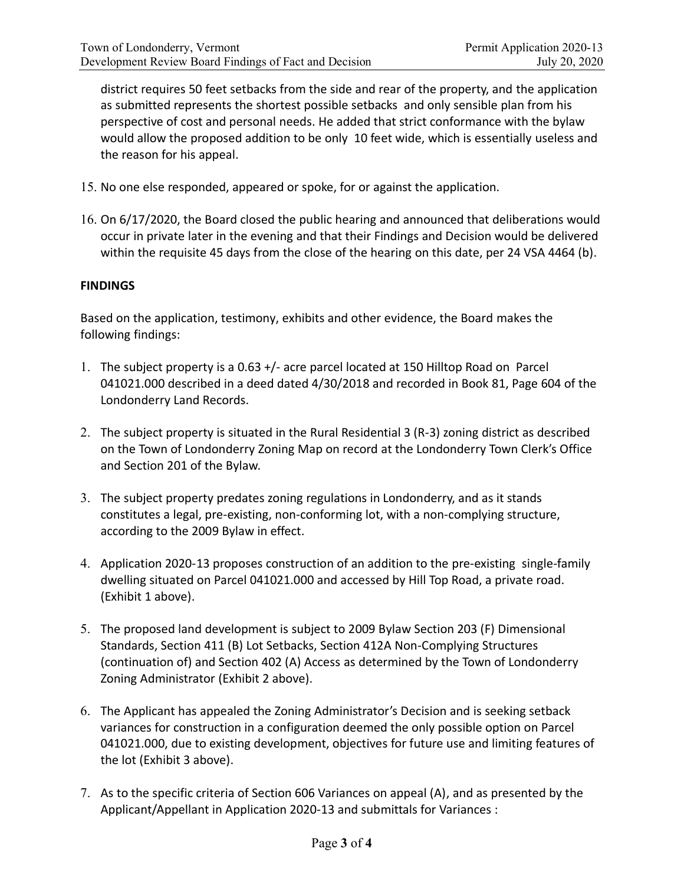district requires 50 feet setbacks from the side and rear of the property, and the application as submitted represents the shortest possible setbacks and only sensible plan from his perspective of cost and personal needs. He added that strict conformance with the bylaw would allow the proposed addition to be only 10 feet wide, which is essentially useless and the reason for his appeal.

15. No one else responded, appeared or spoke, for or against the application.

16. On 6/17/2020, the Board closed the public hearing and announced that deliberations would occur in private later in the evening and that their Findings and Decision would be delivered within the requisite 45 days from the close of the hearing on this date, per 24 VSA 4464 (b).

**FINDINGS**

Based on the application, testimony, exhibits and other evidence, the Board makes the following findings:

1. The subject property is a 0.63 +/- acre parcel located at 150 Hilltop Road on Parcel 041021.000 described in a deed dated 4/30/2018 and recorded in Book 81, Page 604 of the Londonderry Land Records.

2. The subject property is situated in the Rural Residential 3 (R-3) zoning district as described on the Town of Londonderry Zoning Map on record at the Londonderry Town Clerk's Office and Section 201 of the Bylaw.

3. The subject property predates zoning regulations in Londonderry, and as it stands constitutes a legal, pre-existing, non-conforming lot, with a non-complying structure, according to the 2009 Bylaw in effect.

4. Application 2020-13 proposes construction of an addition to the pre-existing single-family dwelling situated on Parcel 041021.000 and accessed by Hill Top Road, a private road. (Exhibit 1 above).

5. The proposed land development is subject to 2009 Bylaw Section 203 (F) Dimensional Standards, Section 411 (B) Lot Setbacks, Section 412A Non-Complying Structures (continuation of) and Section 402 (A) Access as determined by the Town of Londonderry Zoning Administrator (Exhibit 2 above).

6. The Applicant has appealed the Zoning Administrator's Decision and is seeking setback variances for construction in a configuration deemed the only possible option on Parcel 041021.000, due to existing development, objectives for future use and limiting features of the lot (Exhibit 3 above).

7. As to the specific criteria of Section 606 Variances on appeal (A), and as presented by the Applicant/Appellant in Application 2020-13 and submittals for Variances :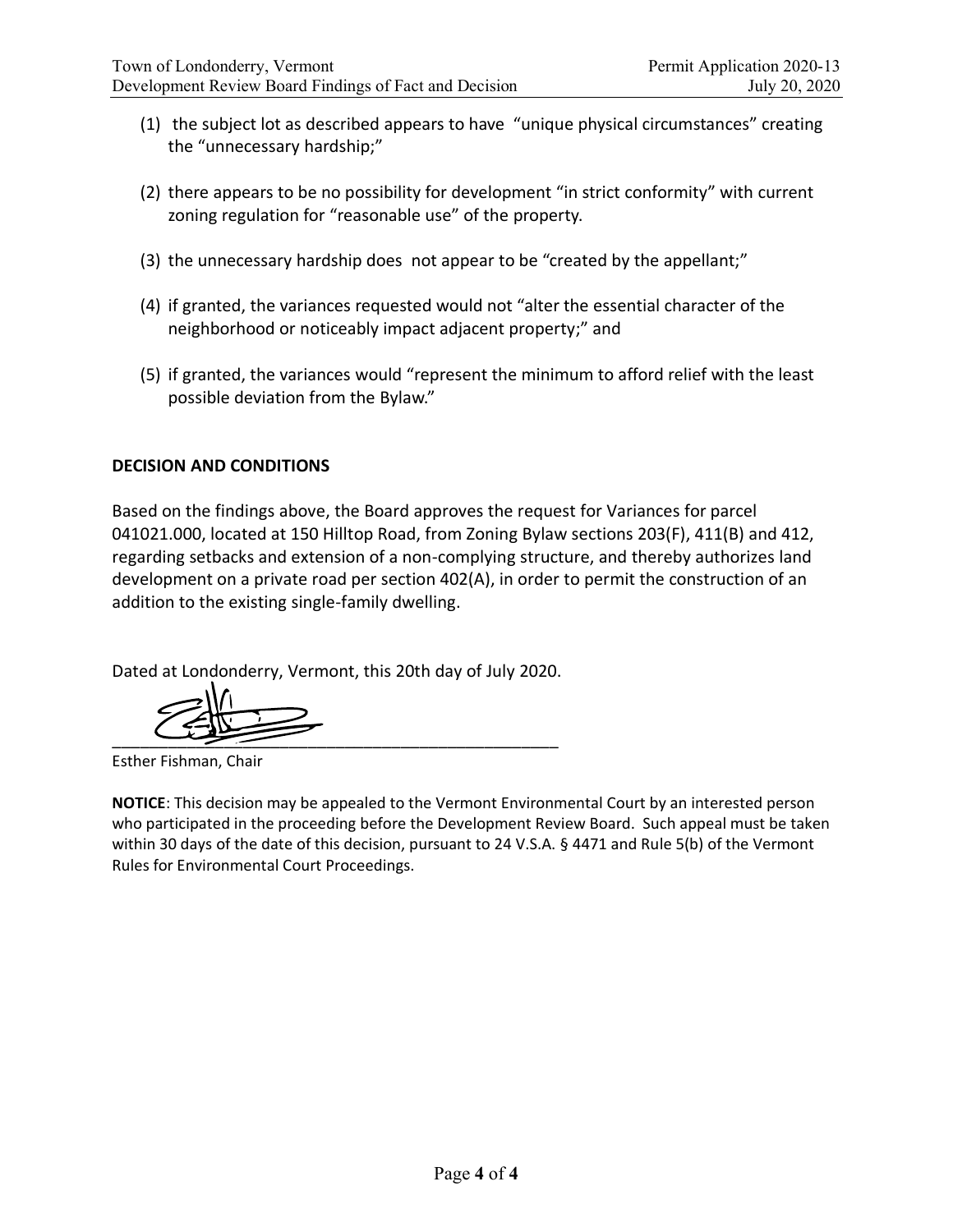(1) the subject lot as described appears to have "unique physical circumstances" creating the "unnecessary hardship;"

(2) there appears to be no possibility for development "in strict conformity" with current zoning regulation for "reasonable use" of the property.

(3) the unnecessary hardship does not appear to be "created by the appellant;"

(4) if granted, the variances requested would not "alter the essential character of the neighborhood or noticeably impact adjacent property;" and

(5) if granted, the variances would "represent the minimum to afford relief with the least possible deviation from the Bylaw."

**DECISION AND CONDITIONS**

Based on the findings above, the Board approves the request for Variances for parcel 041021.000, located at 150 Hilltop Road, from Zoning Bylaw sections 203(F), 411(B) and 412, regarding setbacks and extension of a non-complying structure, and thereby authorizes land development on a private road per section 402(A), in order to permit the construction of an addition to the existing single-family dwelling.

Dated at Londonderry, Vermont, this 20th day of July 2020.

_______________________________________________

Esther Fishman, Chair

**NOTICE**: This decision may be appealed to the Vermont Environmental Court by an interested person who participated in the proceeding before the Development Review Board. Such appeal must be taken within 30 days of the date of this decision, pursuant to 24 V.S.A. § 4471 and Rule 5(b) of the Vermont Rules for Environmental Court Proceedings.